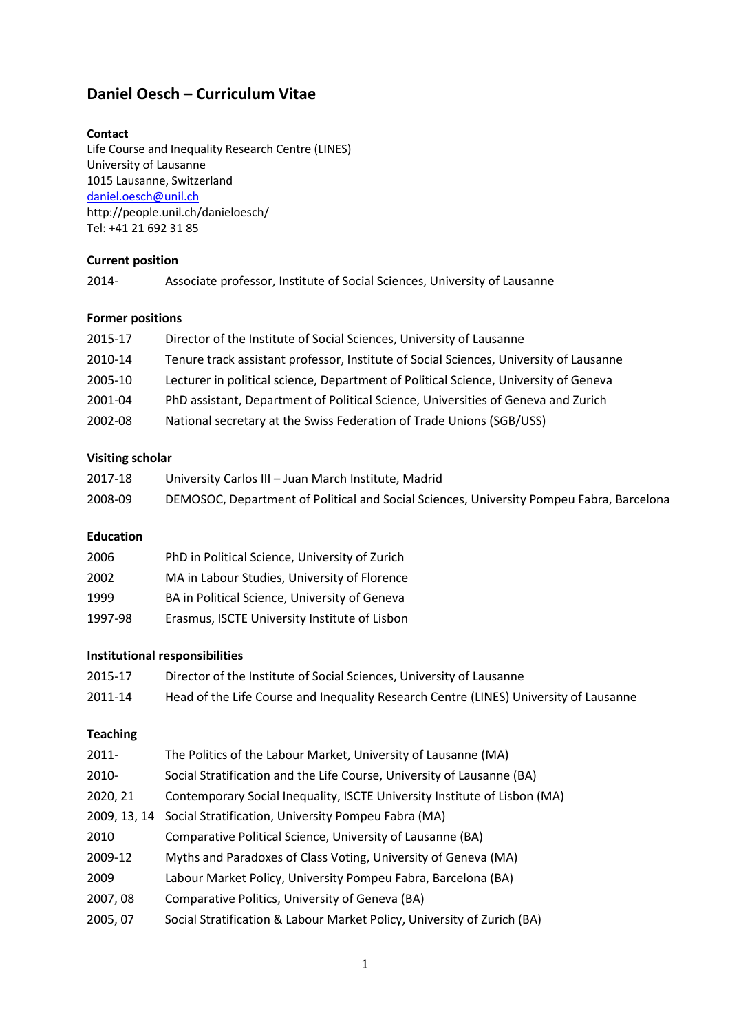# Daniel Oesch – Curriculum Vitae

**Contact**

Life Course and Inequality Research Centre (LINES)
University of Lausanne
1015 Lausanne, Switzerland
daniel.oesch@unil.ch
http://people.unil.ch/danieloesch/
Tel: +41 21 692 31 85

**Current position**

| | |
|---|---|
| 2014- | Associate professor, Institute of Social Sciences, University of Lausanne |

**Former positions**

| | |
|---|---|
| 2015-17 | Director of the Institute of Social Sciences, University of Lausanne |
| 2010-14 | Tenure track assistant professor, Institute of Social Sciences, University of Lausanne |
| 2005-10 | Lecturer in political science, Department of Political Science, University of Geneva |
| 2001-04 | PhD assistant, Department of Political Science, Universities of Geneva and Zurich |
| 2002-08 | National secretary at the Swiss Federation of Trade Unions (SGB/USS) |

**Visiting scholar**

| | |
|---|---|
| 2017-18 | University Carlos III – Juan March Institute, Madrid |
| 2008-09 | DEMOSOC, Department of Political and Social Sciences, University Pompeu Fabra, Barcelona |

**Education**

| | |
|---|---|
| 2006 | PhD in Political Science, University of Zurich |
| 2002 | MA in Labour Studies, University of Florence |
| 1999 | BA in Political Science, University of Geneva |
| 1997-98 | Erasmus, ISCTE University Institute of Lisbon |

**Institutional responsibilities**

| | |
|---|---|
| 2015-17 | Director of the Institute of Social Sciences, University of Lausanne |
| 2011-14 | Head of the Life Course and Inequality Research Centre (LINES) University of Lausanne |

**Teaching**

| | |
|---|---|
| 2011- | The Politics of the Labour Market, University of Lausanne (MA) |
| 2010- | Social Stratification and the Life Course, University of Lausanne (BA) |
| 2020, 21 | Contemporary Social Inequality, ISCTE University Institute of Lisbon (MA) |
| 2009, 13, 14 | Social Stratification, University Pompeu Fabra (MA) |
| 2010 | Comparative Political Science, University of Lausanne (BA) |
| 2009-12 | Myths and Paradoxes of Class Voting, University of Geneva (MA) |
| 2009 | Labour Market Policy, University Pompeu Fabra, Barcelona (BA) |
| 2007, 08 | Comparative Politics, University of Geneva (BA) |
| 2005, 07 | Social Stratification & Labour Market Policy, University of Zurich (BA) |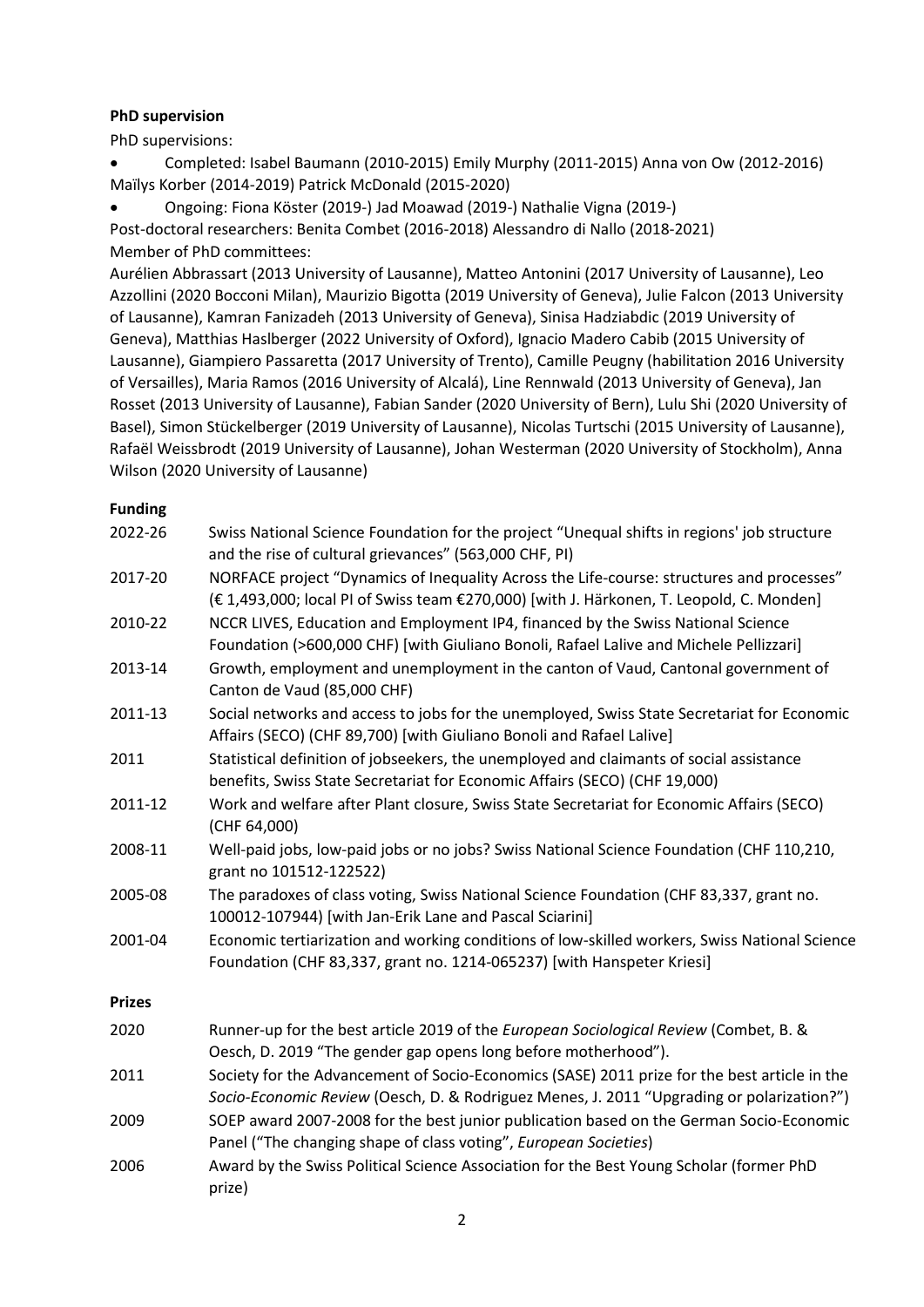**PhD supervision**

PhD supervisions:

- Completed: Isabel Baumann (2010-2015) Emily Murphy (2011-2015) Anna von Ow (2012-2016) Maïlys Korber (2014-2019) Patrick McDonald (2015-2020)
- Ongoing: Fiona Köster (2019-) Jad Moawad (2019-) Nathalie Vigna (2019-)

Post-doctoral researchers: Benita Combet (2016-2018) Alessandro di Nallo (2018-2021)

Member of PhD committees:

Aurélien Abbrassart (2013 University of Lausanne), Matteo Antonini (2017 University of Lausanne), Leo Azzollini (2020 Bocconi Milan), Maurizio Bigotta (2019 University of Geneva), Julie Falcon (2013 University of Lausanne), Kamran Fanizadeh (2013 University of Geneva), Sinisa Hadziabdic (2019 University of Geneva), Matthias Haslberger (2022 University of Oxford), Ignacio Madero Cabib (2015 University of Lausanne), Giampiero Passaretta (2017 University of Trento), Camille Peugny (habilitation 2016 University of Versailles), Maria Ramos (2016 University of Alcalá), Line Rennwald (2013 University of Geneva), Jan Rosset (2013 University of Lausanne), Fabian Sander (2020 University of Bern), Lulu Shi (2020 University of Basel), Simon Stückelberger (2019 University of Lausanne), Nicolas Turtschi (2015 University of Lausanne), Rafaël Weissbrodt (2019 University of Lausanne), Johan Westerman (2020 University of Stockholm), Anna Wilson (2020 University of Lausanne)

**Funding**

2022-26 Swiss National Science Foundation for the project "Unequal shifts in regions' job structure and the rise of cultural grievances" (563,000 CHF, PI)

2017-20 NORFACE project "Dynamics of Inequality Across the Life-course: structures and processes" (€ 1,493,000; local PI of Swiss team €270,000) [with J. Härkonen, T. Leopold, C. Monden]

2010-22 NCCR LIVES, Education and Employment IP4, financed by the Swiss National Science Foundation (>600,000 CHF) [with Giuliano Bonoli, Rafael Lalive and Michele Pellizzari]

2013-14 Growth, employment and unemployment in the canton of Vaud, Cantonal government of Canton de Vaud (85,000 CHF)

2011-13 Social networks and access to jobs for the unemployed, Swiss State Secretariat for Economic Affairs (SECO) (CHF 89,700) [with Giuliano Bonoli and Rafael Lalive]

2011 Statistical definition of jobseekers, the unemployed and claimants of social assistance benefits, Swiss State Secretariat for Economic Affairs (SECO) (CHF 19,000)

2011-12 Work and welfare after Plant closure, Swiss State Secretariat for Economic Affairs (SECO) (CHF 64,000)

2008-11 Well-paid jobs, low-paid jobs or no jobs? Swiss National Science Foundation (CHF 110,210, grant no 101512-122522)

2005-08 The paradoxes of class voting, Swiss National Science Foundation (CHF 83,337, grant no. 100012-107944) [with Jan-Erik Lane and Pascal Sciarini]

2001-04 Economic tertiarization and working conditions of low-skilled workers, Swiss National Science Foundation (CHF 83,337, grant no. 1214-065237) [with Hanspeter Kriesi]

**Prizes**

2020 Runner-up for the best article 2019 of the *European Sociological Review* (Combet, B. & Oesch, D. 2019 "The gender gap opens long before motherhood").

2011 Society for the Advancement of Socio-Economics (SASE) 2011 prize for the best article in the *Socio-Economic Review* (Oesch, D. & Rodriguez Menes, J. 2011 "Upgrading or polarization?")

2009 SOEP award 2007-2008 for the best junior publication based on the German Socio-Economic Panel ("The changing shape of class voting", *European Societies*)

2006 Award by the Swiss Political Science Association for the Best Young Scholar (former PhD prize)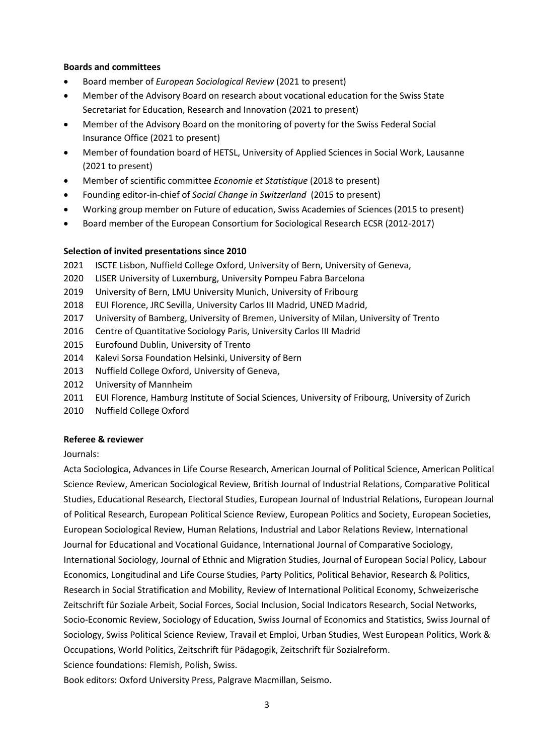**Boards and committees**

- Board member of *European Sociological Review* (2021 to present)
- Member of the Advisory Board on research about vocational education for the Swiss State Secretariat for Education, Research and Innovation (2021 to present)
- Member of the Advisory Board on the monitoring of poverty for the Swiss Federal Social Insurance Office (2021 to present)
- Member of foundation board of HETSL, University of Applied Sciences in Social Work, Lausanne (2021 to present)
- Member of scientific committee *Economie et Statistique* (2018 to present)
- Founding editor-in-chief of *Social Change in Switzerland* (2015 to present)
- Working group member on Future of education, Swiss Academies of Sciences (2015 to present)
- Board member of the European Consortium for Sociological Research ECSR (2012-2017)

**Selection of invited presentations since 2010**

2021 ISCTE Lisbon, Nuffield College Oxford, University of Bern, University of Geneva,
2020 LISER University of Luxemburg, University Pompeu Fabra Barcelona
2019 University of Bern, LMU University Munich, University of Fribourg
2018 EUI Florence, JRC Sevilla, University Carlos III Madrid, UNED Madrid,
2017 University of Bamberg, University of Bremen, University of Milan, University of Trento
2016 Centre of Quantitative Sociology Paris, University Carlos III Madrid
2015 Eurofound Dublin, University of Trento
2014 Kalevi Sorsa Foundation Helsinki, University of Bern
2013 Nuffield College Oxford, University of Geneva,
2012 University of Mannheim
2011 EUI Florence, Hamburg Institute of Social Sciences, University of Fribourg, University of Zurich
2010 Nuffield College Oxford

**Referee & reviewer**

Journals:

Acta Sociologica, Advances in Life Course Research, American Journal of Political Science, American Political Science Review, American Sociological Review, British Journal of Industrial Relations, Comparative Political Studies, Educational Research, Electoral Studies, European Journal of Industrial Relations, European Journal of Political Research, European Political Science Review, European Politics and Society, European Societies, European Sociological Review, Human Relations, Industrial and Labor Relations Review, International Journal for Educational and Vocational Guidance, International Journal of Comparative Sociology, International Sociology, Journal of Ethnic and Migration Studies, Journal of European Social Policy, Labour Economics, Longitudinal and Life Course Studies, Party Politics, Political Behavior, Research & Politics, Research in Social Stratification and Mobility, Review of International Political Economy, Schweizerische Zeitschrift für Soziale Arbeit, Social Forces, Social Inclusion, Social Indicators Research, Social Networks, Socio-Economic Review, Sociology of Education, Swiss Journal of Economics and Statistics, Swiss Journal of Sociology, Swiss Political Science Review, Travail et Emploi, Urban Studies, West European Politics, Work & Occupations, World Politics, Zeitschrift für Pädagogik, Zeitschrift für Sozialreform.

Science foundations: Flemish, Polish, Swiss.

Book editors: Oxford University Press, Palgrave Macmillan, Seismo.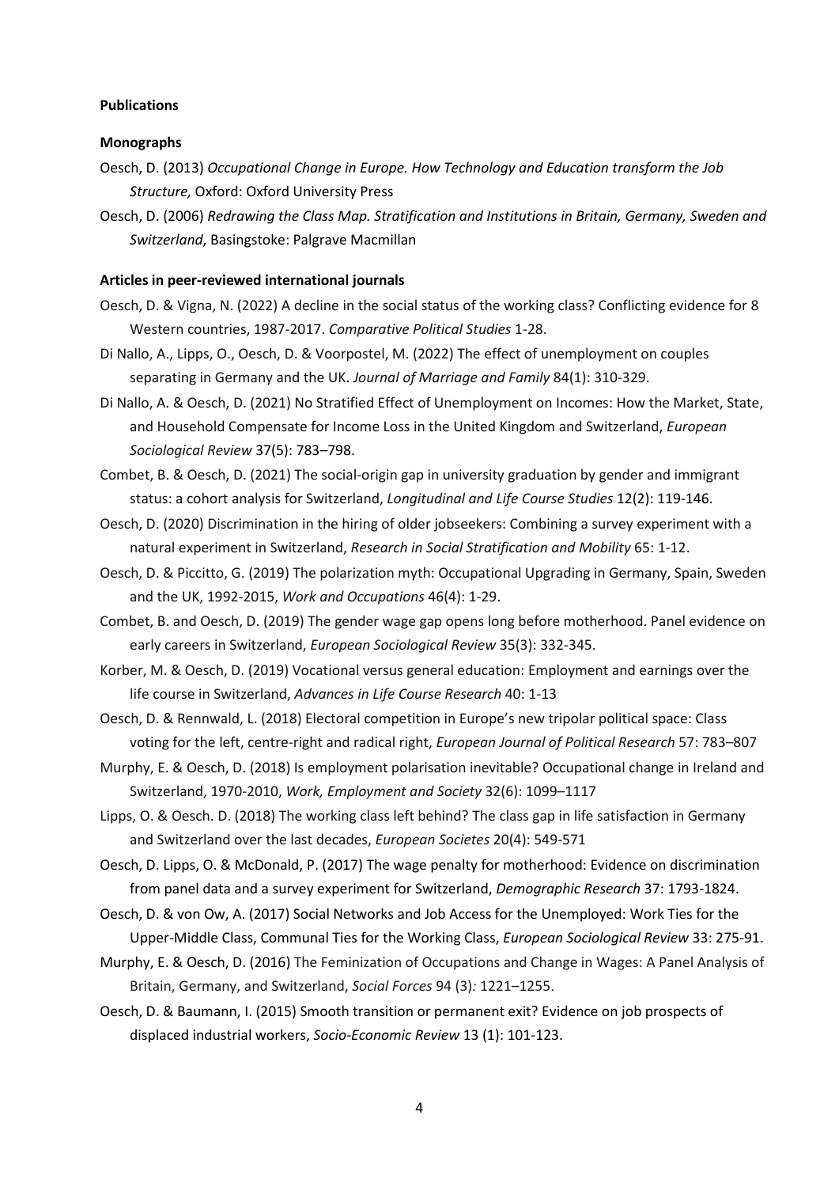**Publications**

**Monographs**

Oesch, D. (2013) *Occupational Change in Europe. How Technology and Education transform the Job Structure,* Oxford: Oxford University Press

Oesch, D. (2006) *Redrawing the Class Map. Stratification and Institutions in Britain, Germany, Sweden and Switzerland*, Basingstoke: Palgrave Macmillan

**Articles in peer-reviewed international journals**

Oesch, D. & Vigna, N. (2022) A decline in the social status of the working class? Conflicting evidence for 8 Western countries, 1987-2017. *Comparative Political Studies* 1-28.

Di Nallo, A., Lipps, O., Oesch, D. & Voorpostel, M. (2022) The effect of unemployment on couples separating in Germany and the UK. *Journal of Marriage and Family* 84(1): 310-329.

Di Nallo, A. & Oesch, D. (2021) No Stratified Effect of Unemployment on Incomes: How the Market, State, and Household Compensate for Income Loss in the United Kingdom and Switzerland, *European Sociological Review* 37(5): 783–798.

Combet, B. & Oesch, D. (2021) The social-origin gap in university graduation by gender and immigrant status: a cohort analysis for Switzerland, *Longitudinal and Life Course Studies* 12(2): 119-146.

Oesch, D. (2020) Discrimination in the hiring of older jobseekers: Combining a survey experiment with a natural experiment in Switzerland, *Research in Social Stratification and Mobility* 65: 1-12.

Oesch, D. & Piccitto, G. (2019) The polarization myth: Occupational Upgrading in Germany, Spain, Sweden and the UK, 1992-2015, *Work and Occupations* 46(4): 1-29.

Combet, B. and Oesch, D. (2019) The gender wage gap opens long before motherhood. Panel evidence on early careers in Switzerland, *European Sociological Review* 35(3): 332-345.

Korber, M. & Oesch, D. (2019) Vocational versus general education: Employment and earnings over the life course in Switzerland, *Advances in Life Course Research* 40: 1-13

Oesch, D. & Rennwald, L. (2018) Electoral competition in Europe's new tripolar political space: Class voting for the left, centre-right and radical right, *European Journal of Political Research* 57: 783–807

Murphy, E. & Oesch, D. (2018) Is employment polarisation inevitable? Occupational change in Ireland and Switzerland, 1970-2010, *Work, Employment and Society* 32(6): 1099–1117

Lipps, O. & Oesch. D. (2018) The working class left behind? The class gap in life satisfaction in Germany and Switzerland over the last decades, *European Societes* 20(4): 549-571

Oesch, D. Lipps, O. & McDonald, P. (2017) The wage penalty for motherhood: Evidence on discrimination from panel data and a survey experiment for Switzerland, *Demographic Research* 37: 1793-1824.

Oesch, D. & von Ow, A. (2017) Social Networks and Job Access for the Unemployed: Work Ties for the Upper-Middle Class, Communal Ties for the Working Class, *European Sociological Review* 33: 275-91.

Murphy, E. & Oesch, D. (2016) The Feminization of Occupations and Change in Wages: A Panel Analysis of Britain, Germany, and Switzerland, *Social Forces* 94 (3)*:* 1221–1255.

Oesch, D. & Baumann, I. (2015) Smooth transition or permanent exit? Evidence on job prospects of displaced industrial workers, *Socio-Economic Review* 13 (1): 101-123.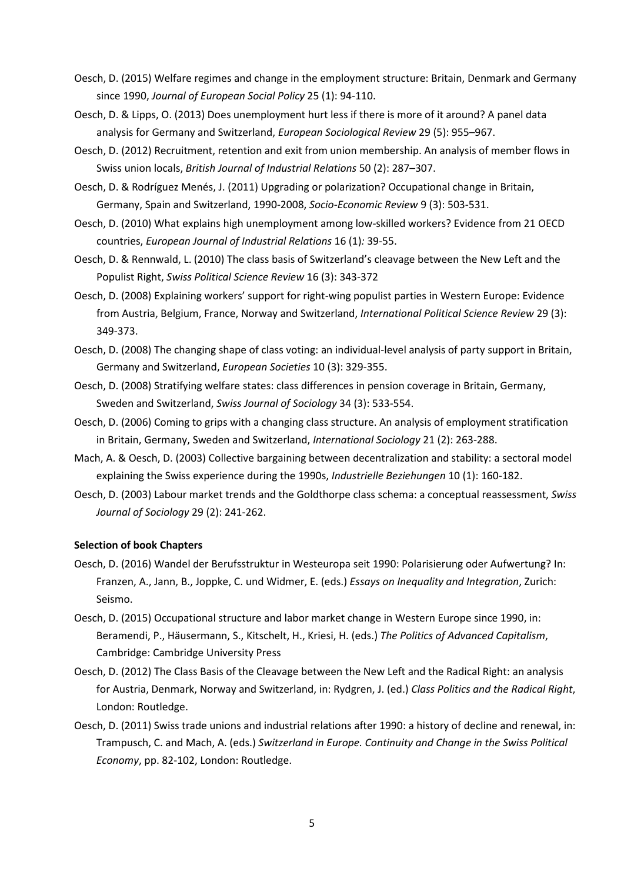Oesch, D. (2015) Welfare regimes and change in the employment structure: Britain, Denmark and Germany since 1990, *Journal of European Social Policy* 25 (1): 94-110.

Oesch, D. & Lipps, O. (2013) Does unemployment hurt less if there is more of it around? A panel data analysis for Germany and Switzerland, *European Sociological Review* 29 (5): 955–967.

Oesch, D. (2012) Recruitment, retention and exit from union membership. An analysis of member flows in Swiss union locals, *British Journal of Industrial Relations* 50 (2): 287–307.

Oesch, D. & Rodríguez Menés, J. (2011) Upgrading or polarization? Occupational change in Britain, Germany, Spain and Switzerland, 1990-2008, *Socio-Economic Review* 9 (3): 503-531.

Oesch, D. (2010) What explains high unemployment among low-skilled workers? Evidence from 21 OECD countries, *European Journal of Industrial Relations* 16 (1): 39-55.

Oesch, D. & Rennwald, L. (2010) The class basis of Switzerland's cleavage between the New Left and the Populist Right, *Swiss Political Science Review* 16 (3): 343-372

Oesch, D. (2008) Explaining workers' support for right-wing populist parties in Western Europe: Evidence from Austria, Belgium, France, Norway and Switzerland, *International Political Science Review* 29 (3): 349-373.

Oesch, D. (2008) The changing shape of class voting: an individual-level analysis of party support in Britain, Germany and Switzerland, *European Societies* 10 (3): 329-355.

Oesch, D. (2008) Stratifying welfare states: class differences in pension coverage in Britain, Germany, Sweden and Switzerland, *Swiss Journal of Sociology* 34 (3): 533-554.

Oesch, D. (2006) Coming to grips with a changing class structure. An analysis of employment stratification in Britain, Germany, Sweden and Switzerland, *International Sociology* 21 (2): 263-288.

Mach, A. & Oesch, D. (2003) Collective bargaining between decentralization and stability: a sectoral model explaining the Swiss experience during the 1990s, *Industrielle Beziehungen* 10 (1): 160-182.

Oesch, D. (2003) Labour market trends and the Goldthorpe class schema: a conceptual reassessment, *Swiss Journal of Sociology* 29 (2): 241-262.

**Selection of book Chapters**

Oesch, D. (2016) Wandel der Berufsstruktur in Westeuropa seit 1990: Polarisierung oder Aufwertung? In: Franzen, A., Jann, B., Joppke, C. und Widmer, E. (eds.) *Essays on Inequality and Integration*, Zurich: Seismo.

Oesch, D. (2015) Occupational structure and labor market change in Western Europe since 1990, in: Beramendi, P., Häusermann, S., Kitschelt, H., Kriesi, H. (eds.) *The Politics of Advanced Capitalism*, Cambridge: Cambridge University Press

Oesch, D. (2012) The Class Basis of the Cleavage between the New Left and the Radical Right: an analysis for Austria, Denmark, Norway and Switzerland, in: Rydgren, J. (ed.) *Class Politics and the Radical Right*, London: Routledge.

Oesch, D. (2011) Swiss trade unions and industrial relations after 1990: a history of decline and renewal, in: Trampusch, C. and Mach, A. (eds.) *Switzerland in Europe. Continuity and Change in the Swiss Political Economy*, pp. 82-102, London: Routledge.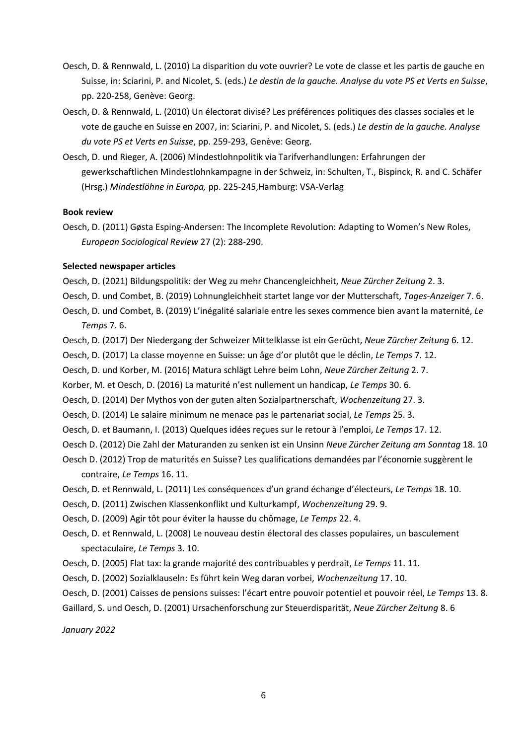Oesch, D. & Rennwald, L. (2010) La disparition du vote ouvrier? Le vote de classe et les partis de gauche en Suisse, in: Sciarini, P. and Nicolet, S. (eds.) *Le destin de la gauche. Analyse du vote PS et Verts en Suisse*, pp. 220-258, Genève: Georg.

Oesch, D. & Rennwald, L. (2010) Un électorat divisé? Les préférences politiques des classes sociales et le vote de gauche en Suisse en 2007, in: Sciarini, P. and Nicolet, S. (eds.) *Le destin de la gauche. Analyse du vote PS et Verts en Suisse*, pp. 259-293, Genève: Georg.

Oesch, D. und Rieger, A. (2006) Mindestlohnpolitik via Tarifverhandlungen: Erfahrungen der gewerkschaftlichen Mindestlohnkampagne in der Schweiz, in: Schulten, T., Bispinck, R. and C. Schäfer (Hrsg.) *Mindestlöhne in Europa,* pp. 225-245,Hamburg: VSA-Verlag

**Book review**

Oesch, D. (2011) Gøsta Esping-Andersen: The Incomplete Revolution: Adapting to Women's New Roles, *European Sociological Review* 27 (2): 288-290.

**Selected newspaper articles**

Oesch, D. (2021) Bildungspolitik: der Weg zu mehr Chancengleichheit, *Neue Zürcher Zeitung* 2. 3.

Oesch, D. und Combet, B. (2019) Lohnungleichheit startet lange vor der Mutterschaft, *Tages-Anzeiger* 7. 6.

Oesch, D. und Combet, B. (2019) L'inégalité salariale entre les sexes commence bien avant la maternité, *Le Temps* 7. 6.

Oesch, D. (2017) Der Niedergang der Schweizer Mittelklasse ist ein Gerücht, *Neue Zürcher Zeitung* 6. 12.

Oesch, D. (2017) La classe moyenne en Suisse: un âge d'or plutôt que le déclin, *Le Temps* 7. 12.

Oesch, D. und Korber, M. (2016) Matura schlägt Lehre beim Lohn, *Neue Zürcher Zeitung* 2. 7.

Korber, M. et Oesch, D. (2016) La maturité n'est nullement un handicap, *Le Temps* 30. 6.

Oesch, D. (2014) Der Mythos von der guten alten Sozialpartnerschaft, *Wochenzeitung* 27. 3.

Oesch, D. (2014) Le salaire minimum ne menace pas le partenariat social, *Le Temps* 25. 3.

Oesch, D. et Baumann, I. (2013) Quelques idées reçues sur le retour à l'emploi, *Le Temps* 17. 12.

Oesch D. (2012) Die Zahl der Maturanden zu senken ist ein Unsinn *Neue Zürcher Zeitung am Sonntag* 18. 10

Oesch D. (2012) Trop de maturités en Suisse? Les qualifications demandées par l'économie suggèrent le contraire, *Le Temps* 16. 11.

Oesch, D. et Rennwald, L. (2011) Les conséquences d'un grand échange d'électeurs, *Le Temps* 18. 10.

Oesch, D. (2011) Zwischen Klassenkonflikt und Kulturkampf, *Wochenzeitung* 29. 9.

Oesch, D. (2009) Agir tôt pour éviter la hausse du chômage, *Le Temps* 22. 4.

Oesch, D. et Rennwald, L. (2008) Le nouveau destin électoral des classes populaires, un basculement spectaculaire, *Le Temps* 3. 10.

Oesch, D. (2005) Flat tax: la grande majorité des contribuables y perdrait, *Le Temps* 11. 11.

Oesch, D. (2002) Sozialklauseln: Es führt kein Weg daran vorbei, *Wochenzeitung* 17. 10.

Oesch, D. (2001) Caisses de pensions suisses: l'écart entre pouvoir potentiel et pouvoir réel, *Le Temps* 13. 8.

Gaillard, S. und Oesch, D. (2001) Ursachenforschung zur Steuerdisparität, *Neue Zürcher Zeitung* 8. 6

*January 2022*